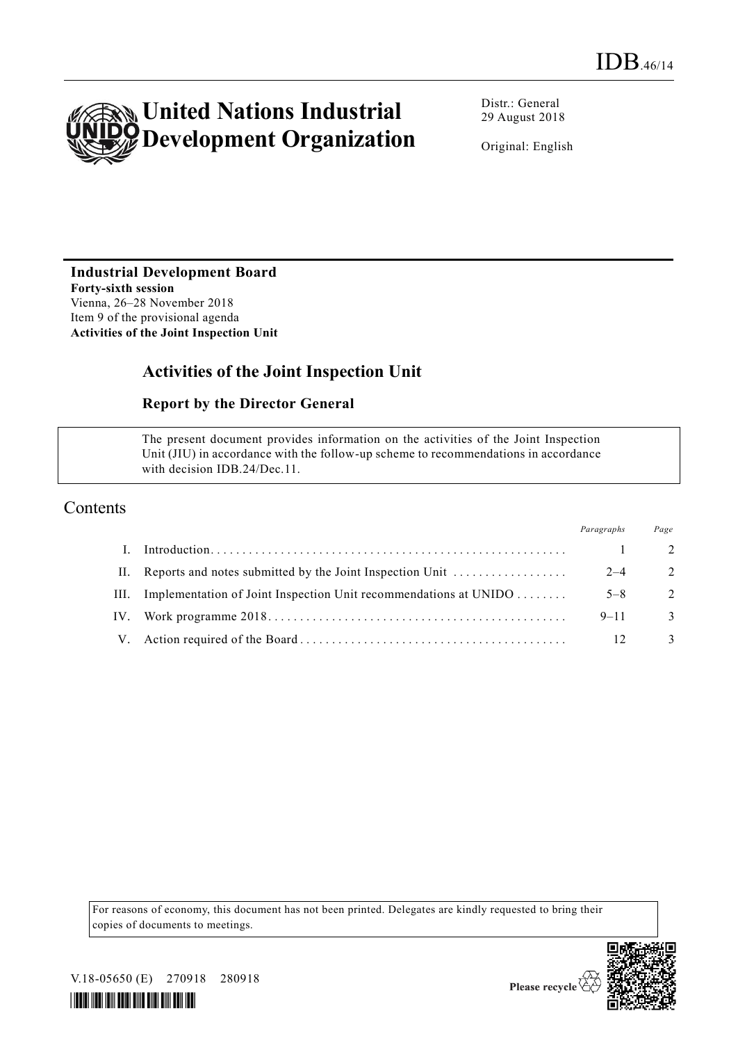IDB.46/14

# United Nations Industrial Development Organization

Distr.: General
29 August 2018

Original: English

**Industrial Development Board**
**Forty-sixth session**
Vienna, 26–28 November 2018
Item 9 of the provisional agenda
**Activities of the Joint Inspection Unit**

## Activities of the Joint Inspection Unit

### Report by the Director General

> The present document provides information on the activities of the Joint Inspection Unit (JIU) in accordance with the follow-up scheme to recommendations in accordance with decision IDB.24/Dec.11.

## Contents

| | | *Paragraphs* | *Page* |
|---|---|---|---|
| I. | Introduction | 1 | 2 |
| II. | Reports and notes submitted by the Joint Inspection Unit | 2–4 | 2 |
| III. | Implementation of Joint Inspection Unit recommendations at UNIDO | 5–8 | 2 |
| IV. | Work programme 2018 | 9–11 | 3 |
| V. | Action required of the Board | 12 | 3 |

For reasons of economy, this document has not been printed. Delegates are kindly requested to bring their copies of documents to meetings.

V.18-05650 (E) 270918 280918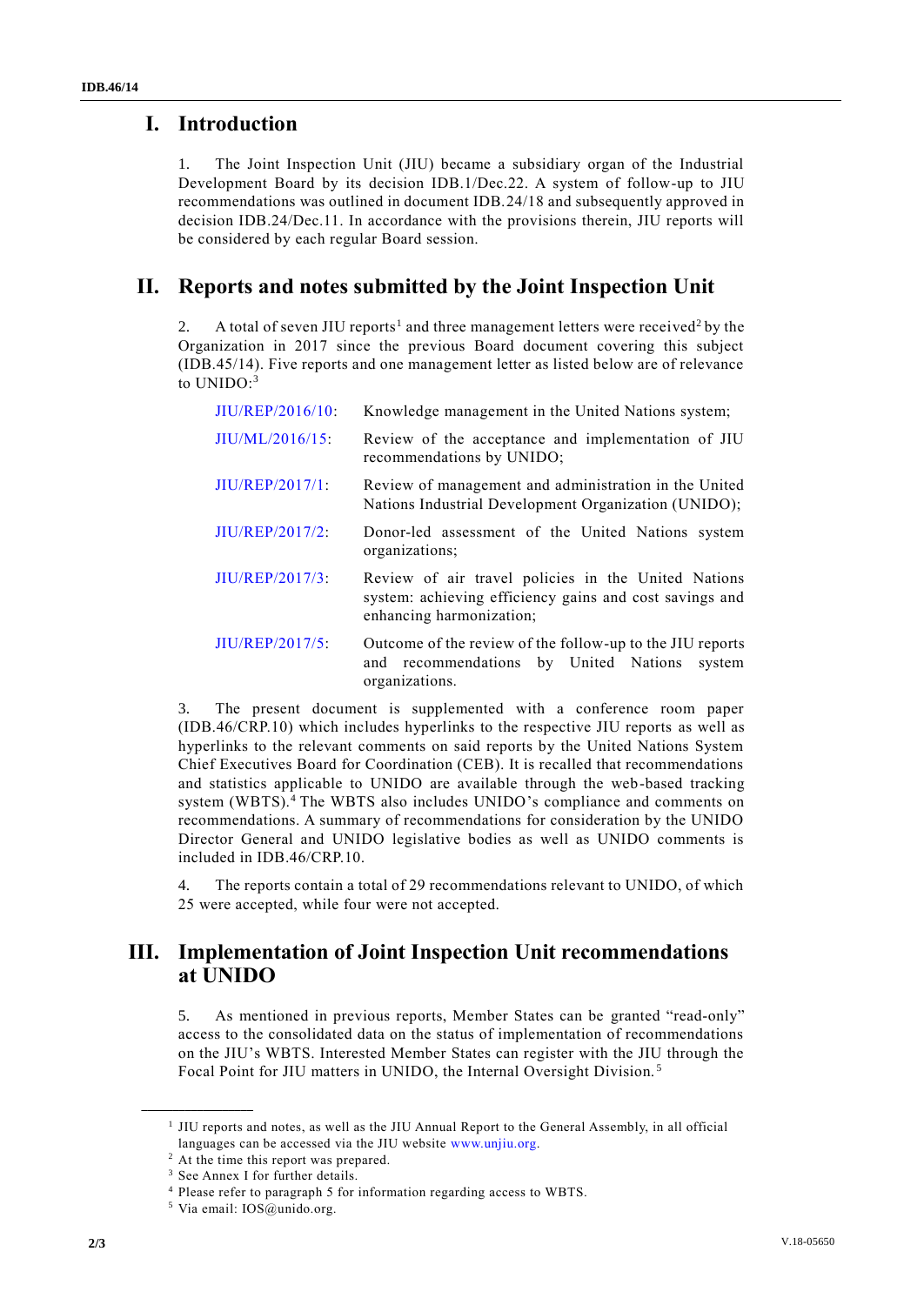# I. Introduction

1. The Joint Inspection Unit (JIU) became a subsidiary organ of the Industrial Development Board by its decision IDB.1/Dec.22. A system of follow-up to JIU recommendations was outlined in document IDB.24/18 and subsequently approved in decision IDB.24/Dec.11. In accordance with the provisions therein, JIU reports will be considered by each regular Board session.

# II. Reports and notes submitted by the Joint Inspection Unit

2. A total of seven JIU reports[1] and three management letters were received[2] by the Organization in 2017 since the previous Board document covering this subject (IDB.45/14). Five reports and one management letter as listed below are of relevance to UNIDO:[3]

| | |
|---|---|
| JIU/REP/2016/10: | Knowledge management in the United Nations system; |
| JIU/ML/2016/15: | Review of the acceptance and implementation of JIU recommendations by UNIDO; |
| JIU/REP/2017/1: | Review of management and administration in the United Nations Industrial Development Organization (UNIDO); |
| JIU/REP/2017/2: | Donor-led assessment of the United Nations system organizations; |
| JIU/REP/2017/3: | Review of air travel policies in the United Nations system: achieving efficiency gains and cost savings and enhancing harmonization; |
| JIU/REP/2017/5: | Outcome of the review of the follow-up to the JIU reports and recommendations by United Nations system organizations. |

3. The present document is supplemented with a conference room paper (IDB.46/CRP.10) which includes hyperlinks to the respective JIU reports as well as hyperlinks to the relevant comments on said reports by the United Nations System Chief Executives Board for Coordination (CEB). It is recalled that recommendations and statistics applicable to UNIDO are available through the web-based tracking system (WBTS).[4] The WBTS also includes UNIDO's compliance and comments on recommendations. A summary of recommendations for consideration by the UNIDO Director General and UNIDO legislative bodies as well as UNIDO comments is included in IDB.46/CRP.10.

4. The reports contain a total of 29 recommendations relevant to UNIDO, of which 25 were accepted, while four were not accepted.

# III. Implementation of Joint Inspection Unit recommendations at UNIDO

5. As mentioned in previous reports, Member States can be granted "read-only" access to the consolidated data on the status of implementation of recommendations on the JIU's WBTS. Interested Member States can register with the JIU through the Focal Point for JIU matters in UNIDO, the Internal Oversight Division.[5]

---

[1] JIU reports and notes, as well as the JIU Annual Report to the General Assembly, in all official languages can be accessed via the JIU website www.unjiu.org.

[2] At the time this report was prepared.

[3] See Annex I for further details.

[4] Please refer to paragraph 5 for information regarding access to WBTS.

[5] Via email: IOS@unido.org.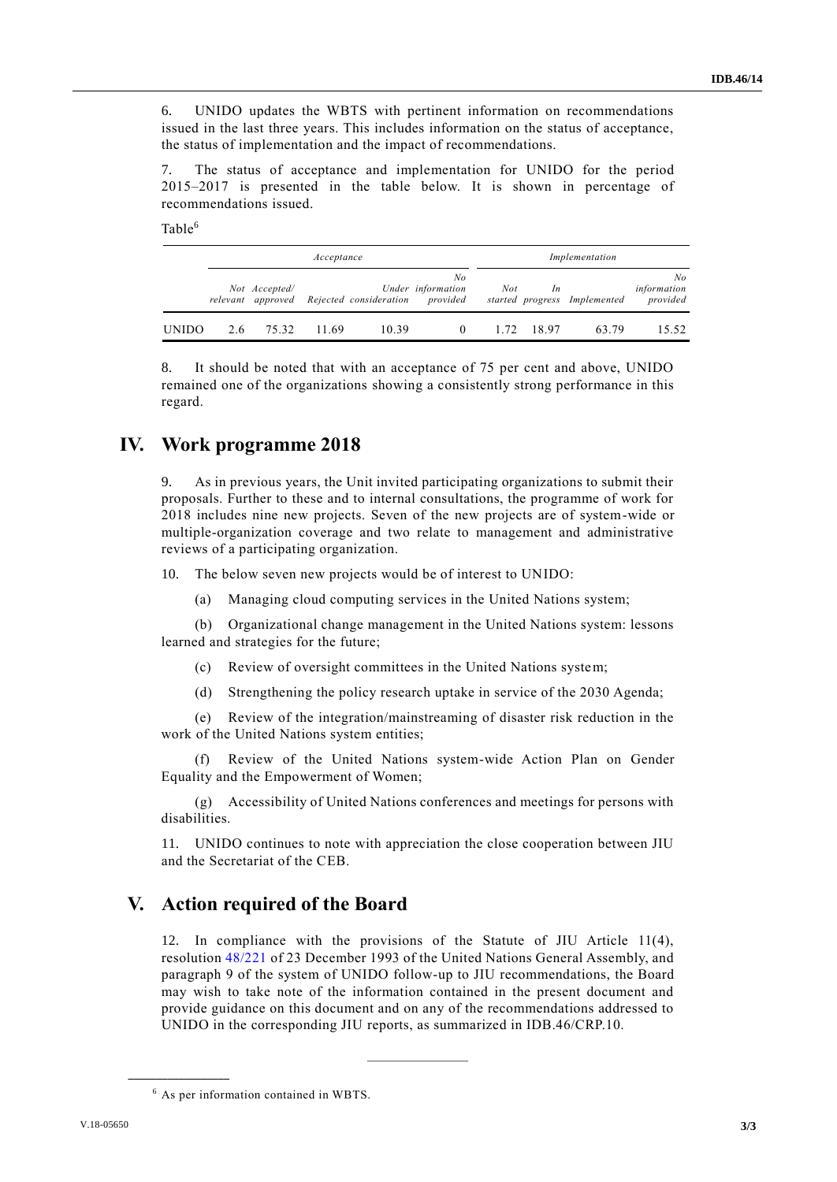6. UNIDO updates the WBTS with pertinent information on recommendations issued in the last three years. This includes information on the status of acceptance, the status of implementation and the impact of recommendations.

7. The status of acceptance and implementation for UNIDO for the period 2015–2017 is presented in the table below. It is shown in percentage of recommendations issued.

Table[6]

| | *Acceptance* | | | | | *Implementation* | | | |
|---|---|---|---|---|---|---|---|---|---|
| | *Not relevant* | *Accepted/ approved* | *Rejected* | *Under consideration* | *No information provided* | *Not started* | *In progress* | *Implemented* | *No information provided* |
| UNIDO | 2.6 | 75.32 | 11.69 | 10.39 | 0 | 1.72 | 18.97 | 63.79 | 15.52 |

8. It should be noted that with an acceptance of 75 per cent and above, UNIDO remained one of the organizations showing a consistently strong performance in this regard.

## IV. Work programme 2018

9. As in previous years, the Unit invited participating organizations to submit their proposals. Further to these and to internal consultations, the programme of work for 2018 includes nine new projects. Seven of the new projects are of system-wide or multiple-organization coverage and two relate to management and administrative reviews of a participating organization.

10. The below seven new projects would be of interest to UNIDO:

(a) Managing cloud computing services in the United Nations system;

(b) Organizational change management in the United Nations system: lessons learned and strategies for the future;

(c) Review of oversight committees in the United Nations system;

(d) Strengthening the policy research uptake in service of the 2030 Agenda;

(e) Review of the integration/mainstreaming of disaster risk reduction in the work of the United Nations system entities;

(f) Review of the United Nations system-wide Action Plan on Gender Equality and the Empowerment of Women;

(g) Accessibility of United Nations conferences and meetings for persons with disabilities.

11. UNIDO continues to note with appreciation the close cooperation between JIU and the Secretariat of the CEB.

## V. Action required of the Board

12. In compliance with the provisions of the Statute of JIU Article 11(4), resolution 48/221 of 23 December 1993 of the United Nations General Assembly, and paragraph 9 of the system of UNIDO follow-up to JIU recommendations, the Board may wish to take note of the information contained in the present document and provide guidance on this document and on any of the recommendations addressed to UNIDO in the corresponding JIU reports, as summarized in IDB.46/CRP.10.

---

[6] As per information contained in WBTS.